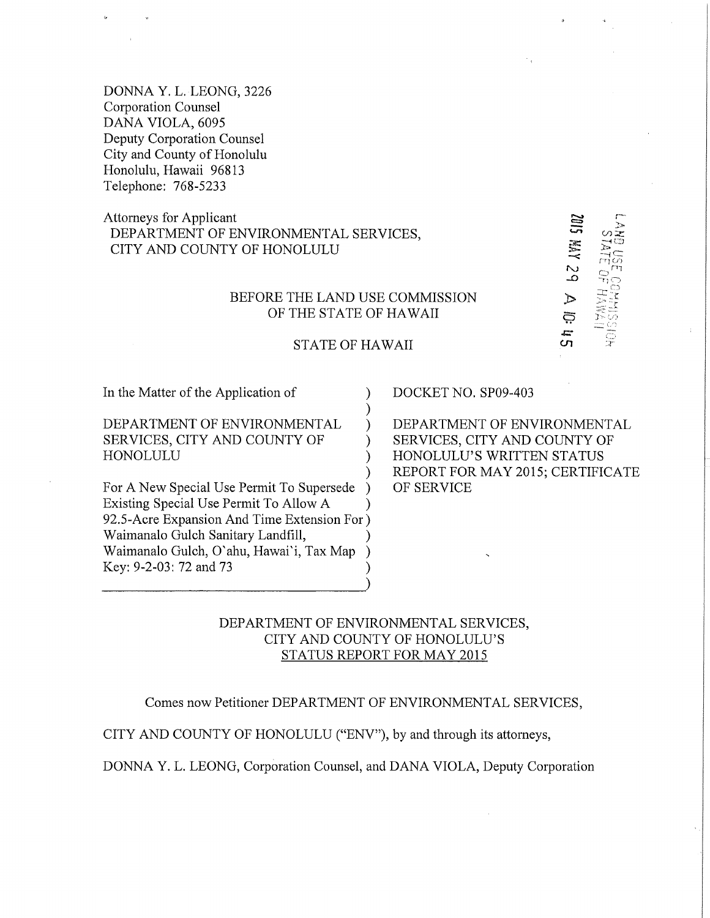DONNA Y. L. LEONG, 3226
Corporation Counsel
DANA VIOLA, 6095
Deputy Corporation Counsel
City and County of Honolulu
Honolulu, Hawaii 96813
Telephone: 768-5233

Attorneys for Applicant
DEPARTMENT OF ENVIRONMENTAL SERVICES,
CITY AND COUNTY OF HONOLULU

2015 MAY 29 A 10: 45

LAND USE COMMISSION
STATE OF HAWAII

BEFORE THE LAND USE COMMISSION
OF THE STATE OF HAWAII

STATE OF HAWAII

In the Matter of the Application of

DEPARTMENT OF ENVIRONMENTAL SERVICES, CITY AND COUNTY OF HONOLULU

For A New Special Use Permit To Supersede Existing Special Use Permit To Allow A 92.5-Acre Expansion And Time Extension For Waimanalo Gulch Sanitary Landfill, Waimanalo Gulch, O`ahu, Hawai`i, Tax Map Key: 9-2-03: 72 and 73

DOCKET NO. SP09-403

DEPARTMENT OF ENVIRONMENTAL SERVICES, CITY AND COUNTY OF HONOLULU'S WRITTEN STATUS REPORT FOR MAY 2015; CERTIFICATE OF SERVICE

DEPARTMENT OF ENVIRONMENTAL SERVICES,
CITY AND COUNTY OF HONOLULU'S
STATUS REPORT FOR MAY 2015

Comes now Petitioner DEPARTMENT OF ENVIRONMENTAL SERVICES, CITY AND COUNTY OF HONOLULU ("ENV"), by and through its attorneys, DONNA Y. L. LEONG, Corporation Counsel, and DANA VIOLA, Deputy Corporation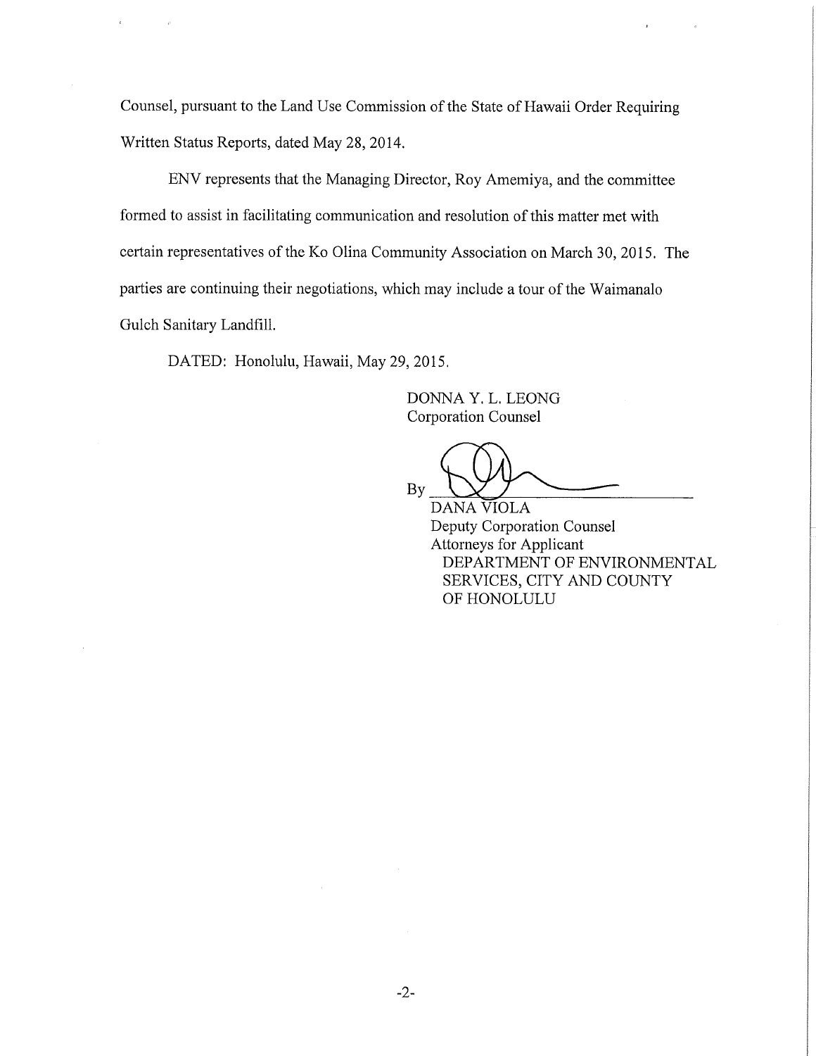Counsel, pursuant to the Land Use Commission of the State of Hawaii Order Requiring Written Status Reports, dated May 28, 2014.

ENV represents that the Managing Director, Roy Amemiya, and the committee formed to assist in facilitating communication and resolution of this matter met with certain representatives of the Ko Olina Community Association on March 30, 2015. The parties are continuing their negotiations, which may include a tour of the Waimanalo Gulch Sanitary Landfill.

DATED: Honolulu, Hawaii, May 29, 2015.

DONNA Y. L. LEONG
Corporation Counsel

By ______________________
DANA VIOLA
Deputy Corporation Counsel
Attorneys for Applicant
DEPARTMENT OF ENVIRONMENTAL SERVICES, CITY AND COUNTY OF HONOLULU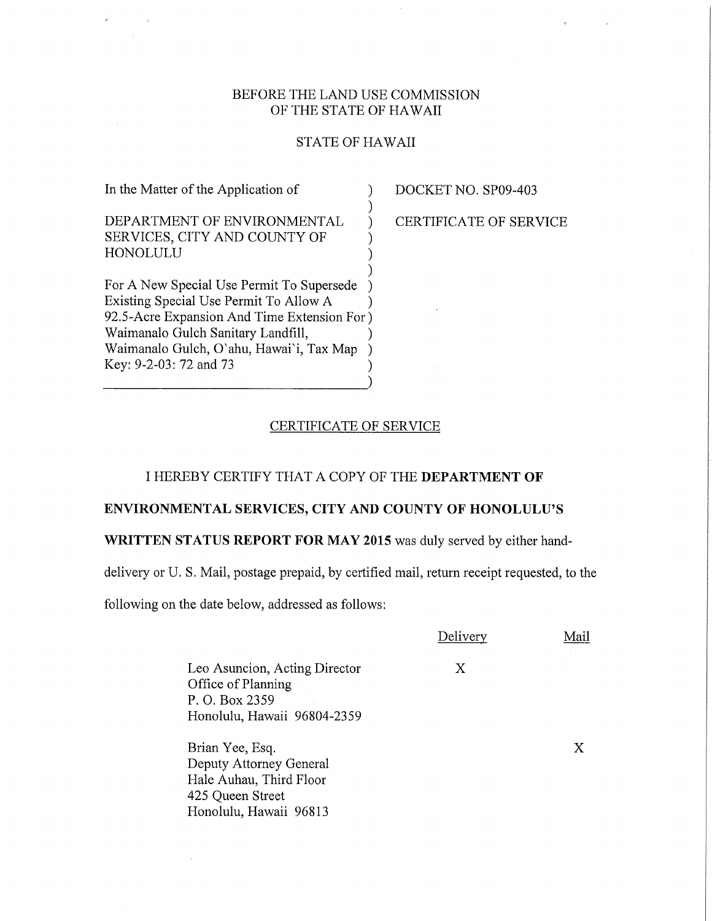BEFORE THE LAND USE COMMISSION
OF THE STATE OF HAWAII

STATE OF HAWAII

| | |
|---|---|
| In the Matter of the Application of<br><br>DEPARTMENT OF ENVIRONMENTAL SERVICES, CITY AND COUNTY OF HONOLULU<br><br>For A New Special Use Permit To Supersede Existing Special Use Permit To Allow A 92.5-Acre Expansion And Time Extension For Waimanalo Gulch Sanitary Landfill, Waimanalo Gulch, O`ahu, Hawai`i, Tax Map Key: 9-2-03: 72 and 73 | DOCKET NO. SP09-403<br><br>CERTIFICATE OF SERVICE |

## CERTIFICATE OF SERVICE

I HEREBY CERTIFY THAT A COPY OF THE **DEPARTMENT OF ENVIRONMENTAL SERVICES, CITY AND COUNTY OF HONOLULU'S WRITTEN STATUS REPORT FOR MAY 2015** was duly served by either hand-delivery or U. S. Mail, postage prepaid, by certified mail, return receipt requested, to the following on the date below, addressed as follows:

| | Delivery | Mail |
|---|---|---|
| Leo Asuncion, Acting Director<br>Office of Planning<br>P. O. Box 2359<br>Honolulu, Hawaii 96804-2359 | X | |
| Brian Yee, Esq.<br>Deputy Attorney General<br>Hale Auhau, Third Floor<br>425 Queen Street<br>Honolulu, Hawaii 96813 | | X |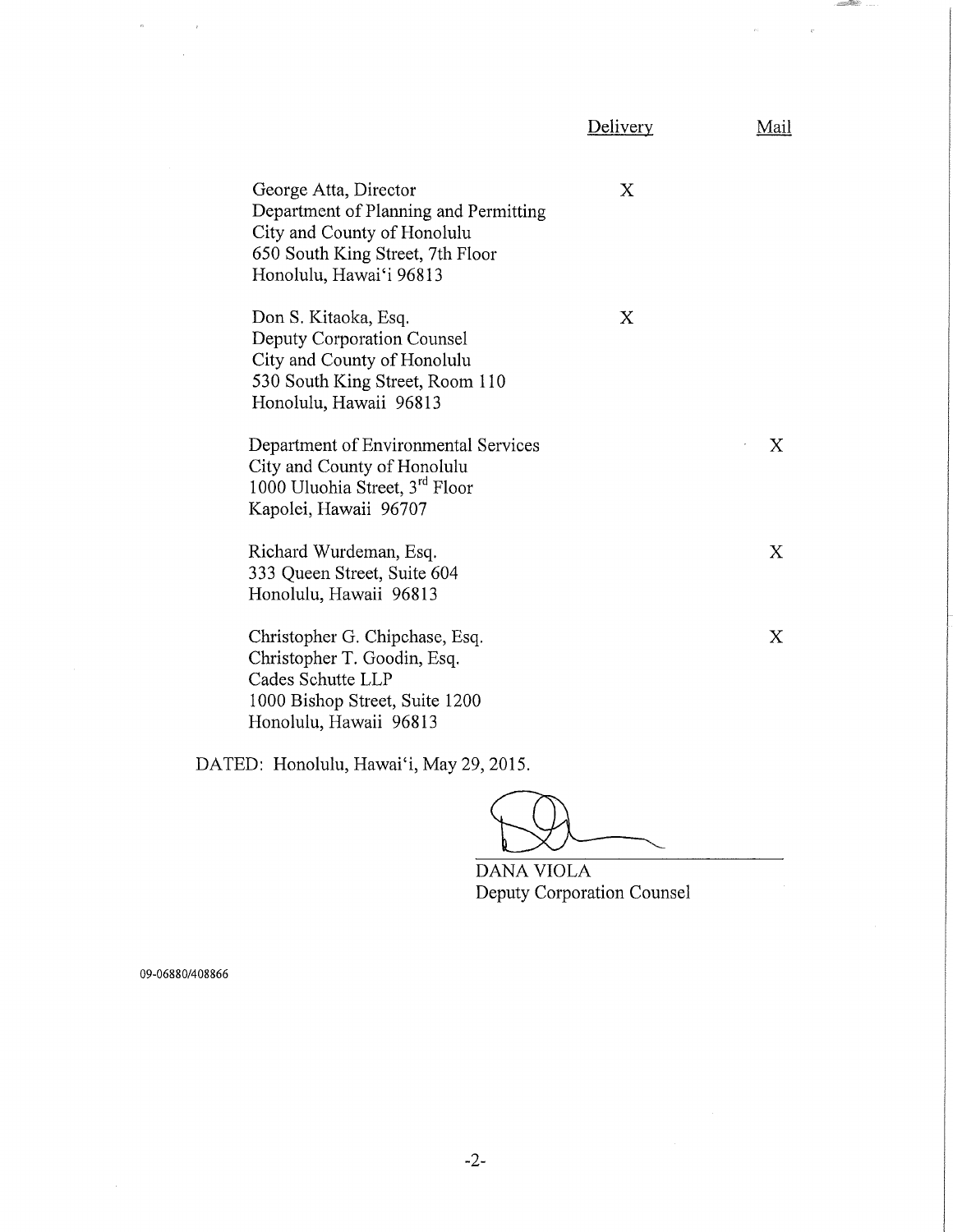| | Delivery | Mail |
|---|---|---|
| George Atta, Director<br>Department of Planning and Permitting<br>City and County of Honolulu<br>650 South King Street, 7th Floor<br>Honolulu, Hawai'i 96813 | X | |
| Don S. Kitaoka, Esq.<br>Deputy Corporation Counsel<br>City and County of Honolulu<br>530 South King Street, Room 110<br>Honolulu, Hawaii 96813 | X | |
| Department of Environmental Services<br>City and County of Honolulu<br>1000 Uluohia Street, 3rd Floor<br>Kapolei, Hawaii 96707 | | X |
| Richard Wurdeman, Esq.<br>333 Queen Street, Suite 604<br>Honolulu, Hawaii 96813 | | X |
| Christopher G. Chipchase, Esq.<br>Christopher T. Goodin, Esq.<br>Cades Schutte LLP<br>1000 Bishop Street, Suite 1200<br>Honolulu, Hawaii 96813 | | X |

DATED: Honolulu, Hawai'i, May 29, 2015.

DANA VIOLA
Deputy Corporation Counsel

09-06880/408866